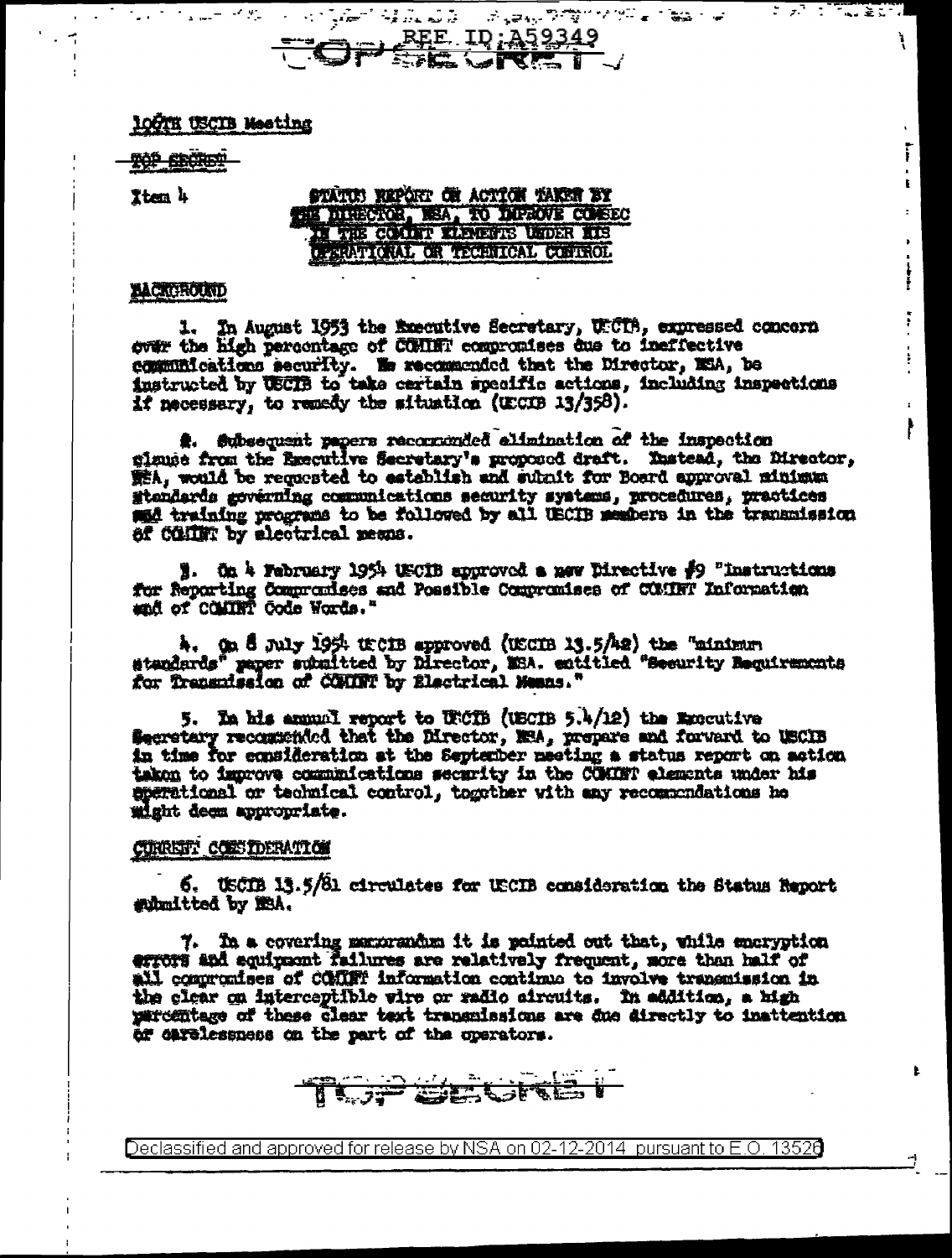REF ID:A59349

TOP SECRET

106TH USCIB Meeting

TOP SECRET

Item 4

## STATUS REPORT ON ACTION TAKEN BY THE DIRECTOR, NSA, TO IMPROVE COMSEC IN THE COMINT ELEMENTS UNDER HIS OPERATIONAL OR TECHNICAL CONTROL

### BACKGROUND

1. In August 1953 the Executive Secretary, USCIB, expressed concern over the high percentage of COMINT compromises due to ineffective communications security. He recommended that the Director, NSA, be instructed by USCIB to take certain specific actions, including inspections if necessary, to remedy the situation (USCIB 13/358).

2. Subsequent papers recommended elimination of the inspection clause from the Executive Secretary's proposed draft. Instead, the Director, NSA, would be requested to establish and submit for Board approval minimum standards governing communications security systems, procedures, practices and training programs to be followed by all USCIB members in the transmission of COMINT by electrical means.

3. On 4 February 1954 USCIB approved a new Directive #9 "Instructions for Reporting Compromises and Possible Compromises of COMINT Information and of COMINT Code Words."

4. On 8 July 1954 USCIB approved (USCIB 13.5/42) the "minimum standards" paper submitted by Director, NSA, entitled "Security Requirements for Transmission of COMINT by Electrical Means."

5. In his annual report to USCIB (USCIB 5.4/12) the Executive Secretary recommended that the Director, NSA, prepare and forward to USCIB in time for consideration at the September meeting a status report on action taken to improve communications security in the COMINT elements under his operational or technical control, together with any recommendations he might deem appropriate.

### CURRENT CONSIDERATION

6. USCIB 13.5/81 circulates for USCIB consideration the Status Report submitted by NSA.

7. In a covering memorandum it is pointed out that, while encryption errors and equipment failures are relatively frequent, more than half of all compromises of COMINT information continue to involve transmission in the clear on interceptible wire or radio circuits. In addition, a high percentage of these clear text transmissions are due directly to inattention or carelessness on the part of the operators.

TOP SECRET

Declassified and approved for release by NSA on 02-12-2014 pursuant to E.O. 13526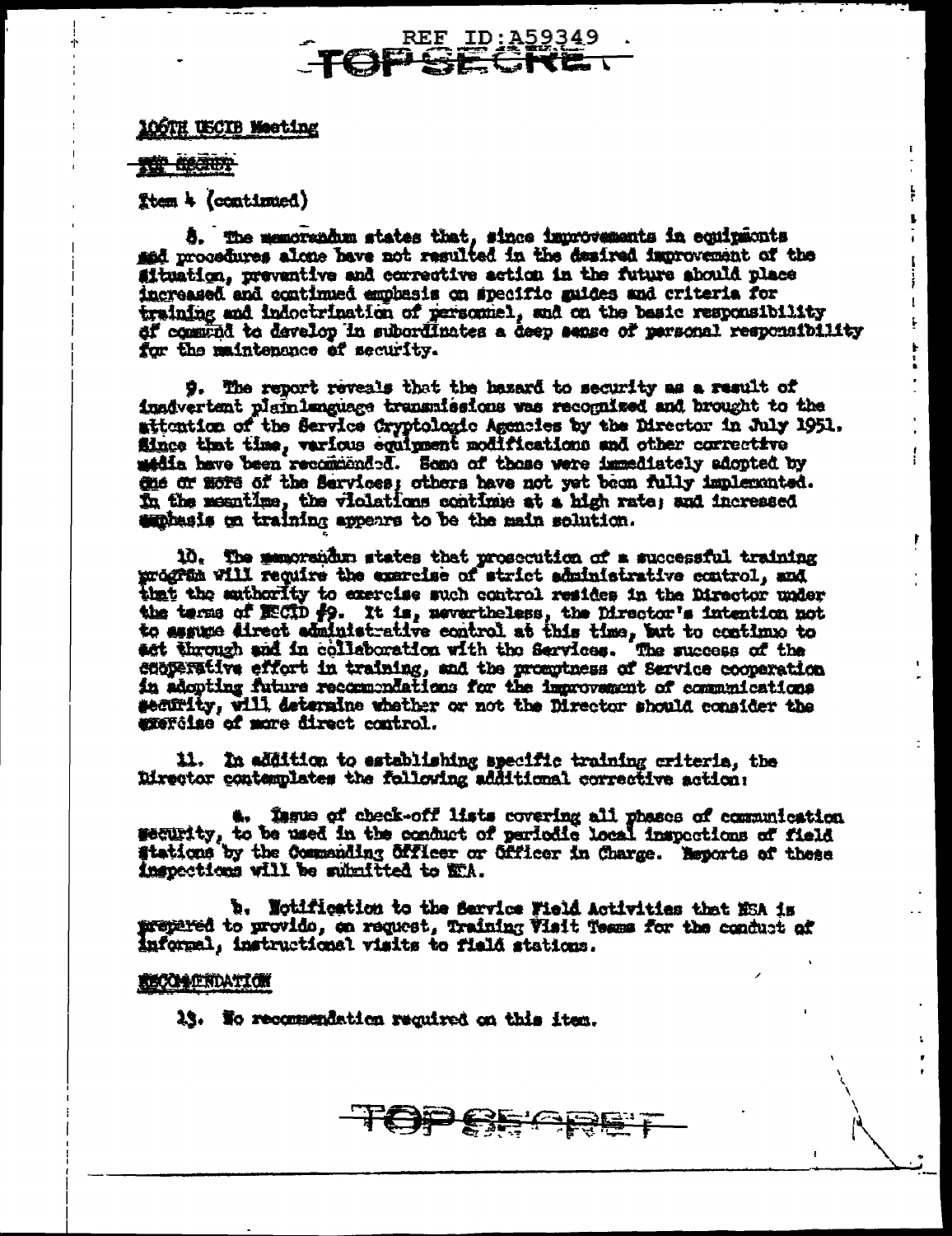REF ID:A59349

TOP SECRET

106TH USCIB Meeting

TOP SECRET

Item 4 (continued)

8. The memorandum states that, since improvements in equipments and procedures alone have not resulted in the desired improvement of the situation, preventive and corrective action in the future should place increased and continued emphasis on specific guides and criteria for training and indoctrination of personnel, and on the basic responsibility of command to develop in subordinates a deep sense of personal responsibility for the maintenance of security.

9. The report reveals that the hazard to security as a result of inadvertent plainlanguage transmissions was recognized and brought to the attention of the Service Cryptologic Agencies by the Director in July 1951. Since that time, various equipment modifications and other corrective media have been recommended. Some of those were immediately adopted by one or more of the Services; others have not yet been fully implemented. In the meantime, the violations continue at a high rate; and increased emphasis on training appears to be the main solution.

10. The memorandum states that prosecution of a successful training program will require the exercise of strict administrative control, and that the authority to exercise such control resides in the Director under the terms of NSCID #9. It is, nevertheless, the Director's intention not to assume direct administrative control at this time, but to continue to act through and in collaboration with the Services. The success of the cooperative effort in training, and the promptness of Service cooperation in adopting future recommendations for the improvement of communications security, will determine whether or not the Director should consider the exercise of more direct control.

11. In addition to establishing specific training criteria, the Director contemplates the following additional corrective action:

a. Issue of check-off lists covering all phases of communication security, to be used in the conduct of periodic local inspections of field stations by the Commanding Officer or Officer in Charge. Reports of these inspections will be submitted to NSA.

b. Notification to the Service Field Activities that NSA is prepared to provide, on request, Training Visit Teams for the conduct of informal, instructional visits to field stations.

RECOMMENDATION

12. No recommendation required on this item.

TOP SECRET